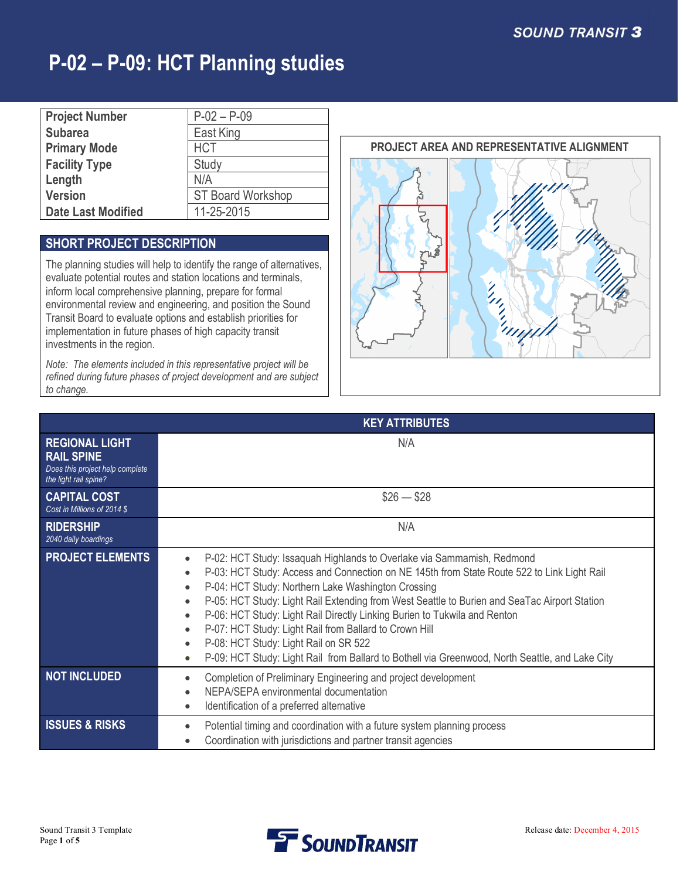# P-02 – P-09: HCT Planning studies

| | |
|---|---|
| **Project Number** | P-02 – P-09 |
| **Subarea** | East King |
| **Primary Mode** | HCT |
| **Facility Type** | Study |
| **Length** | N/A |
| **Version** | ST Board Workshop |
| **Date Last Modified** | 11-25-2015 |

## SHORT PROJECT DESCRIPTION

The planning studies will help to identify the range of alternatives, evaluate potential routes and station locations and terminals, inform local comprehensive planning, prepare for formal environmental review and engineering, and position the Sound Transit Board to evaluate options and establish priorities for implementation in future phases of high capacity transit investments in the region.

*Note: The elements included in this representative project will be refined during future phases of project development and are subject to change.*

**PROJECT AREA AND REPRESENTATIVE ALIGNMENT**

| KEY ATTRIBUTES | |
|---|---|
| **REGIONAL LIGHT RAIL SPINE** *Does this project help complete the light rail spine?* | N/A |
| **CAPITAL COST** *Cost in Millions of 2014 $* | \$26 — \$28 |
| **RIDERSHIP** *2040 daily boardings* | N/A |
| **PROJECT ELEMENTS** | • P-02: HCT Study: Issaquah Highlands to Overlake via Sammamish, Redmond<br>• P-03: HCT Study: Access and Connection on NE 145th from State Route 522 to Link Light Rail<br>• P-04: HCT Study: Northern Lake Washington Crossing<br>• P-05: HCT Study: Light Rail Extending from West Seattle to Burien and SeaTac Airport Station<br>• P-06: HCT Study: Light Rail Directly Linking Burien to Tukwila and Renton<br>• P-07: HCT Study: Light Rail from Ballard to Crown Hill<br>• P-08: HCT Study: Light Rail on SR 522<br>• P-09: HCT Study: Light Rail from Ballard to Bothell via Greenwood, North Seattle, and Lake City |
| **NOT INCLUDED** | • Completion of Preliminary Engineering and project development<br>• NEPA/SEPA environmental documentation<br>• Identification of a preferred alternative |
| **ISSUES & RISKS** | • Potential timing and coordination with a future system planning process<br>• Coordination with jurisdictions and partner transit agencies |

Sound Transit 3 Template

Release date: December 4, 2015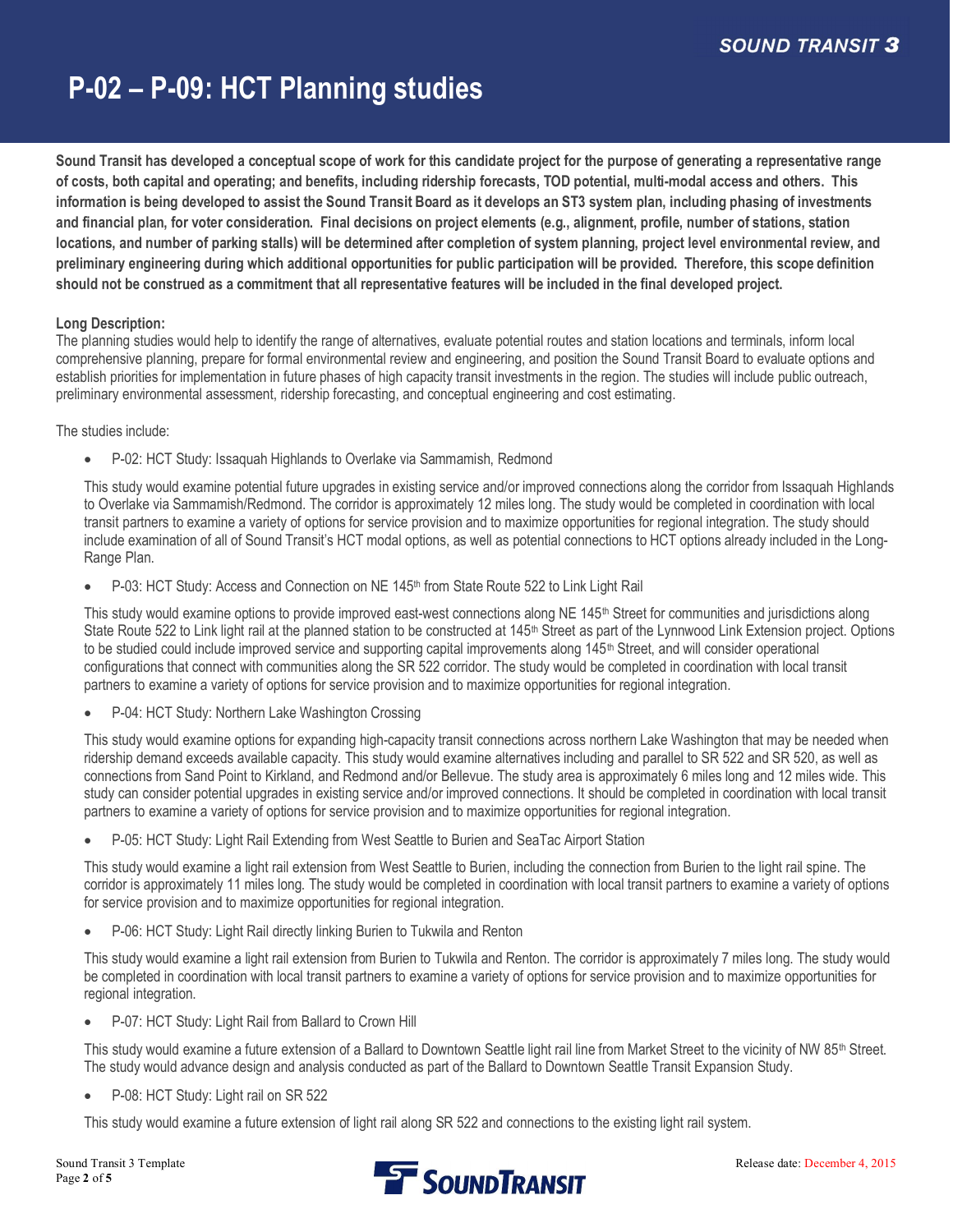# P-02 – P-09: HCT Planning studies

**Sound Transit has developed a conceptual scope of work for this candidate project for the purpose of generating a representative range of costs, both capital and operating; and benefits, including ridership forecasts, TOD potential, multi-modal access and others. This information is being developed to assist the Sound Transit Board as it develops an ST3 system plan, including phasing of investments and financial plan, for voter consideration. Final decisions on project elements (e.g., alignment, profile, number of stations, station locations, and number of parking stalls) will be determined after completion of system planning, project level environmental review, and preliminary engineering during which additional opportunities for public participation will be provided. Therefore, this scope definition should not be construed as a commitment that all representative features will be included in the final developed project.**

**Long Description:**

The planning studies would help to identify the range of alternatives, evaluate potential routes and station locations and terminals, inform local comprehensive planning, prepare for formal environmental review and engineering, and position the Sound Transit Board to evaluate options and establish priorities for implementation in future phases of high capacity transit investments in the region. The studies will include public outreach, preliminary environmental assessment, ridership forecasting, and conceptual engineering and cost estimating.

The studies include:

- P-02: HCT Study: Issaquah Highlands to Overlake via Sammamish, Redmond

  This study would examine potential future upgrades in existing service and/or improved connections along the corridor from Issaquah Highlands to Overlake via Sammamish/Redmond. The corridor is approximately 12 miles long. The study would be completed in coordination with local transit partners to examine a variety of options for service provision and to maximize opportunities for regional integration. The study should include examination of all of Sound Transit's HCT modal options, as well as potential connections to HCT options already included in the Long-Range Plan.

- P-03: HCT Study: Access and Connection on NE 145th from State Route 522 to Link Light Rail

  This study would examine options to provide improved east-west connections along NE 145th Street for communities and jurisdictions along State Route 522 to Link light rail at the planned station to be constructed at 145th Street as part of the Lynnwood Link Extension project. Options to be studied could include improved service and supporting capital improvements along 145th Street, and will consider operational configurations that connect with communities along the SR 522 corridor. The study would be completed in coordination with local transit partners to examine a variety of options for service provision and to maximize opportunities for regional integration.

- P-04: HCT Study: Northern Lake Washington Crossing

  This study would examine options for expanding high-capacity transit connections across northern Lake Washington that may be needed when ridership demand exceeds available capacity. This study would examine alternatives including and parallel to SR 522 and SR 520, as well as connections from Sand Point to Kirkland, and Redmond and/or Bellevue. The study area is approximately 6 miles long and 12 miles wide. This study can consider potential upgrades in existing service and/or improved connections. It should be completed in coordination with local transit partners to examine a variety of options for service provision and to maximize opportunities for regional integration.

- P-05: HCT Study: Light Rail Extending from West Seattle to Burien and SeaTac Airport Station

  This study would examine a light rail extension from West Seattle to Burien, including the connection from Burien to the light rail spine. The corridor is approximately 11 miles long. The study would be completed in coordination with local transit partners to examine a variety of options for service provision and to maximize opportunities for regional integration.

- P-06: HCT Study: Light Rail directly linking Burien to Tukwila and Renton

  This study would examine a light rail extension from Burien to Tukwila and Renton. The corridor is approximately 7 miles long. The study would be completed in coordination with local transit partners to examine a variety of options for service provision and to maximize opportunities for regional integration.

- P-07: HCT Study: Light Rail from Ballard to Crown Hill

  This study would examine a future extension of a Ballard to Downtown Seattle light rail line from Market Street to the vicinity of NW 85th Street. The study would advance design and analysis conducted as part of the Ballard to Downtown Seattle Transit Expansion Study.

- P-08: HCT Study: Light rail on SR 522

  This study would examine a future extension of light rail along SR 522 and connections to the existing light rail system.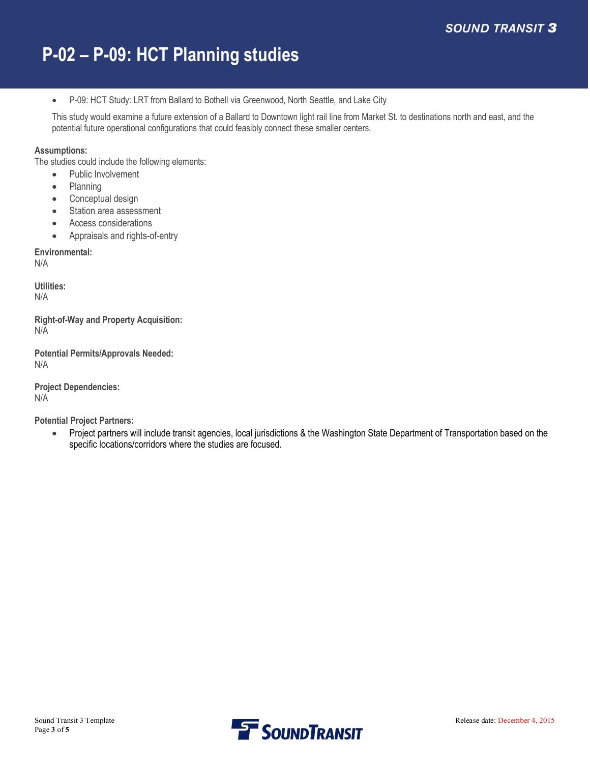# P-02 – P-09: HCT Planning studies

- P-09: HCT Study: LRT from Ballard to Bothell via Greenwood, North Seattle, and Lake City

  This study would examine a future extension of a Ballard to Downtown light rail line from Market St. to destinations north and east, and the potential future operational configurations that could feasibly connect these smaller centers.

**Assumptions:**
The studies could include the following elements:

- Public Involvement
- Planning
- Conceptual design
- Station area assessment
- Access considerations
- Appraisals and rights-of-entry

**Environmental:**
N/A

**Utilities:**
N/A

**Right-of-Way and Property Acquisition:**
N/A

**Potential Permits/Approvals Needed:**
N/A

**Project Dependencies:**
N/A

**Potential Project Partners:**

- Project partners will include transit agencies, local jurisdictions & the Washington State Department of Transportation based on the specific locations/corridors where the studies are focused.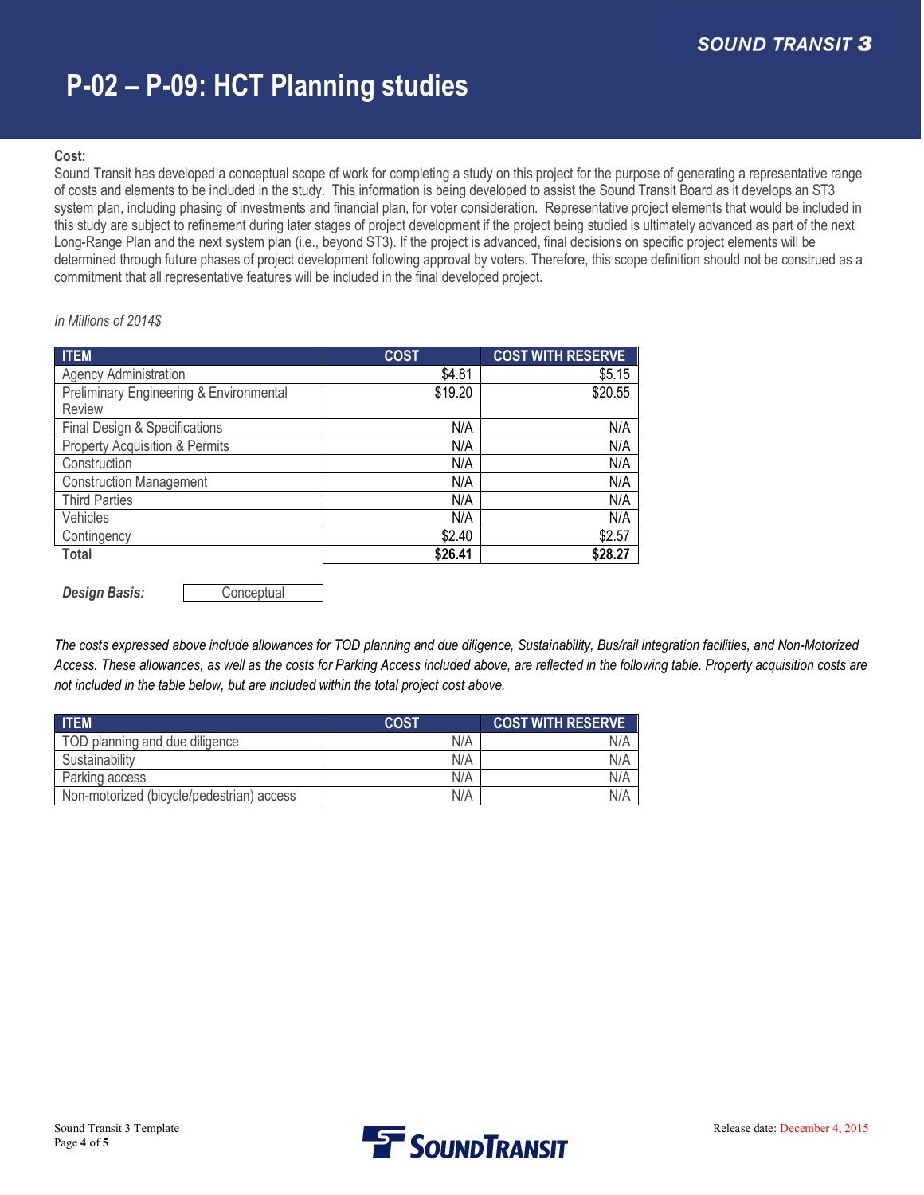# P-02 – P-09: HCT Planning studies

**Cost:**

Sound Transit has developed a conceptual scope of work for completing a study on this project for the purpose of generating a representative range of costs and elements to be included in the study. This information is being developed to assist the Sound Transit Board as it develops an ST3 system plan, including phasing of investments and financial plan, for voter consideration. Representative project elements that would be included in this study are subject to refinement during later stages of project development if the project being studied is ultimately advanced as part of the next Long-Range Plan and the next system plan (i.e., beyond ST3). If the project is advanced, final decisions on specific project elements will be determined through future phases of project development following approval by voters. Therefore, this scope definition should not be construed as a commitment that all representative features will be included in the final developed project.

*In Millions of 2014$*

| ITEM | COST | COST WITH RESERVE |
|---|---|---|
| Agency Administration | $4.81 | $5.15 |
| Preliminary Engineering & Environmental Review | $19.20 | $20.55 |
| Final Design & Specifications | N/A | N/A |
| Property Acquisition & Permits | N/A | N/A |
| Construction | N/A | N/A |
| Construction Management | N/A | N/A |
| Third Parties | N/A | N/A |
| Vehicles | N/A | N/A |
| Contingency | $2.40 | $2.57 |
| **Total** | **$26.41** | **$28.27** |

***Design Basis:*** Conceptual

*The costs expressed above include allowances for TOD planning and due diligence, Sustainability, Bus/rail integration facilities, and Non-Motorized Access. These allowances, as well as the costs for Parking Access included above, are reflected in the following table. Property acquisition costs are not included in the table below, but are included within the total project cost above.*

| ITEM | COST | COST WITH RESERVE |
|---|---|---|
| TOD planning and due diligence | N/A | N/A |
| Sustainability | N/A | N/A |
| Parking access | N/A | N/A |
| Non-motorized (bicycle/pedestrian) access | N/A | N/A |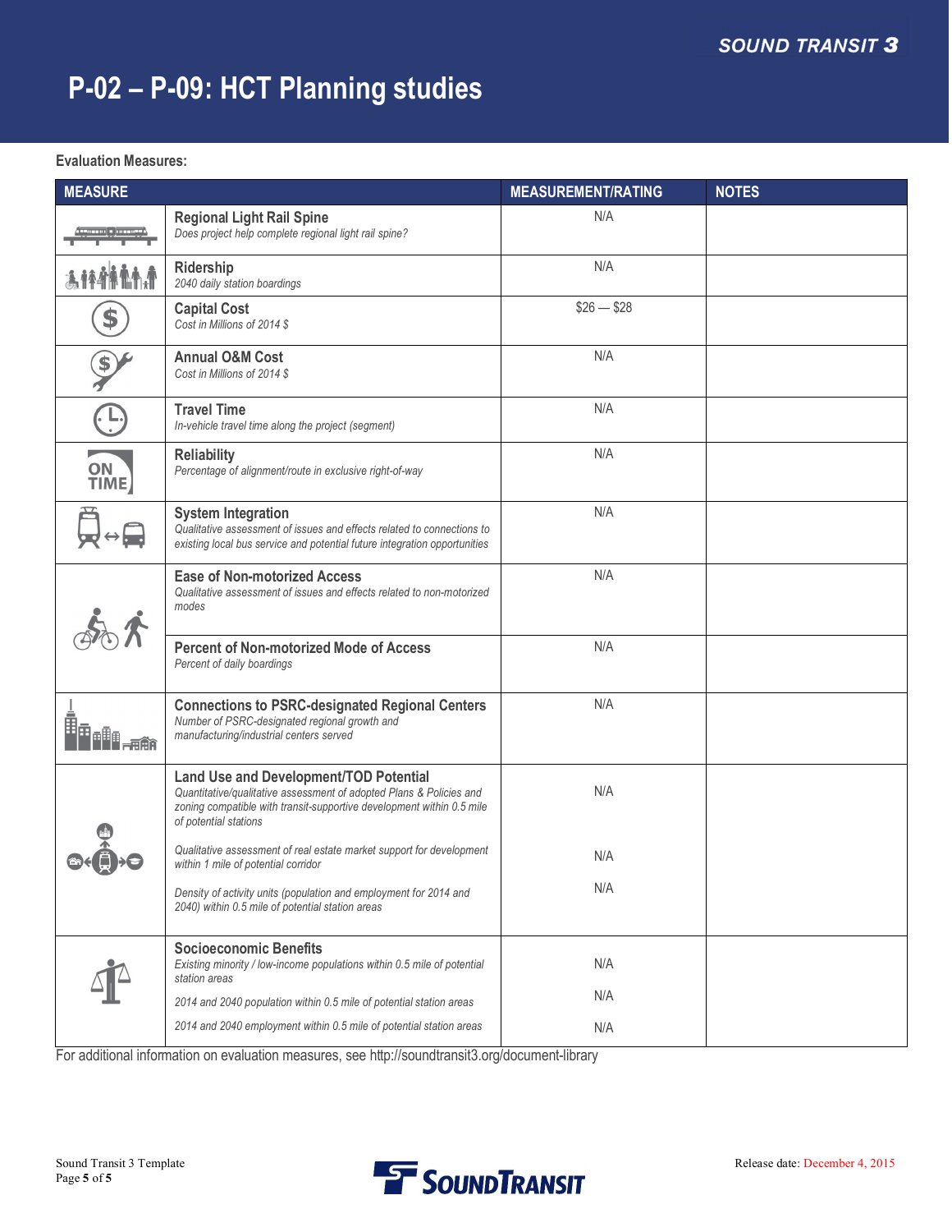# P-02 – P-09: HCT Planning studies

**Evaluation Measures:**

| MEASURE | | MEASUREMENT/RATING | NOTES |
|---|---|---|---|
| | **Regional Light Rail Spine**<br>*Does project help complete regional light rail spine?* | N/A | |
| | **Ridership**<br>*2040 daily station boardings* | N/A | |
| | **Capital Cost**<br>*Cost in Millions of 2014 $* | $26 — $28 | |
| | **Annual O&M Cost**<br>*Cost in Millions of 2014 $* | N/A | |
| | **Travel Time**<br>*In-vehicle travel time along the project (segment)* | N/A | |
| | **Reliability**<br>*Percentage of alignment/route in exclusive right-of-way* | N/A | |
| | **System Integration**<br>*Qualitative assessment of issues and effects related to connections to existing local bus service and potential future integration opportunities* | N/A | |
| | **Ease of Non-motorized Access**<br>*Qualitative assessment of issues and effects related to non-motorized modes* | N/A | |
| | **Percent of Non-motorized Mode of Access**<br>*Percent of daily boardings* | N/A | |
| | **Connections to PSRC-designated Regional Centers**<br>*Number of PSRC-designated regional growth and manufacturing/industrial centers served* | N/A | |
| | **Land Use and Development/TOD Potential**<br>*Quantitative/qualitative assessment of adopted Plans & Policies and zoning compatible with transit-supportive development within 0.5 mile of potential stations* | N/A | |
| | *Qualitative assessment of real estate market support for development within 1 mile of potential corridor* | N/A | |
| | *Density of activity units (population and employment for 2014 and 2040) within 0.5 mile of potential station areas* | N/A | |
| | **Socioeconomic Benefits**<br>*Existing minority / low-income populations within 0.5 mile of potential station areas* | N/A | |
| | *2014 and 2040 population within 0.5 mile of potential station areas* | N/A | |
| | *2014 and 2040 employment within 0.5 mile of potential station areas* | N/A | |

For additional information on evaluation measures, see http://soundtransit3.org/document-library